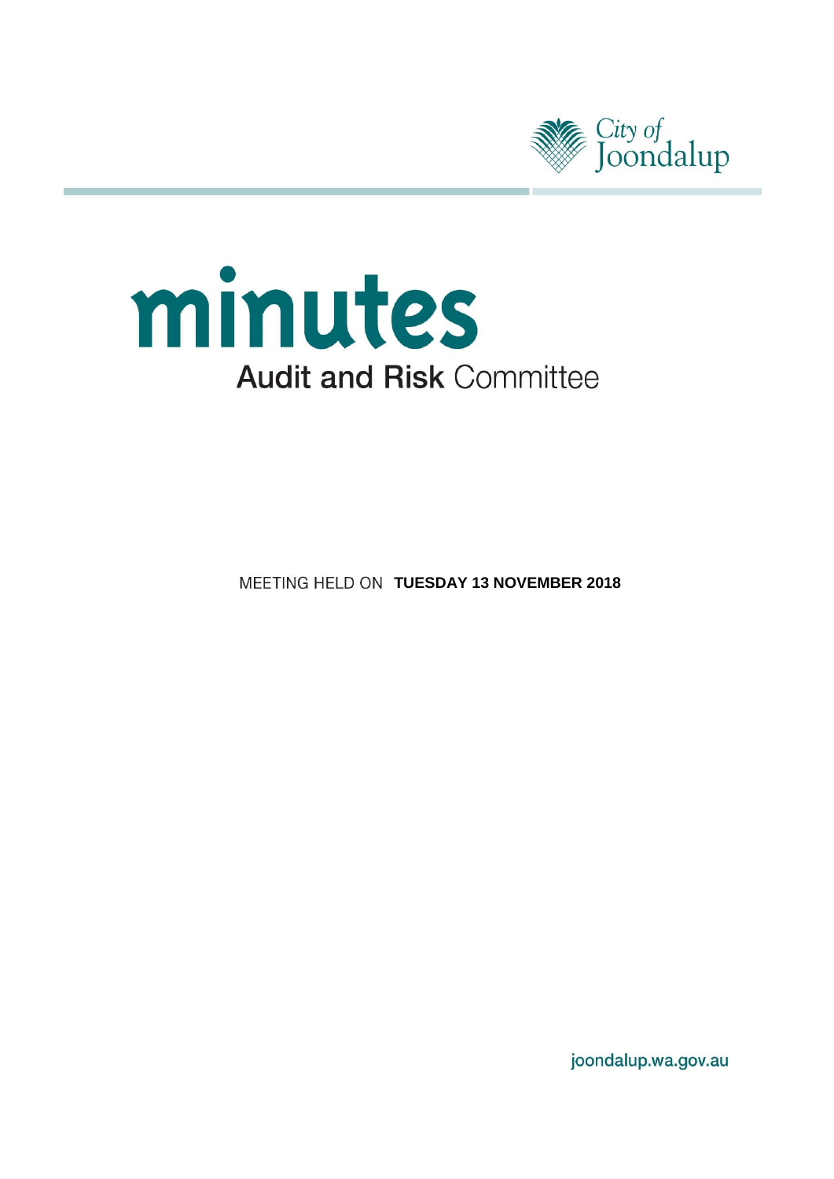City of Joondalup

# minutes

## Audit and Risk Committee

MEETING HELD ON **TUESDAY 13 NOVEMBER 2018**

joondalup.wa.gov.au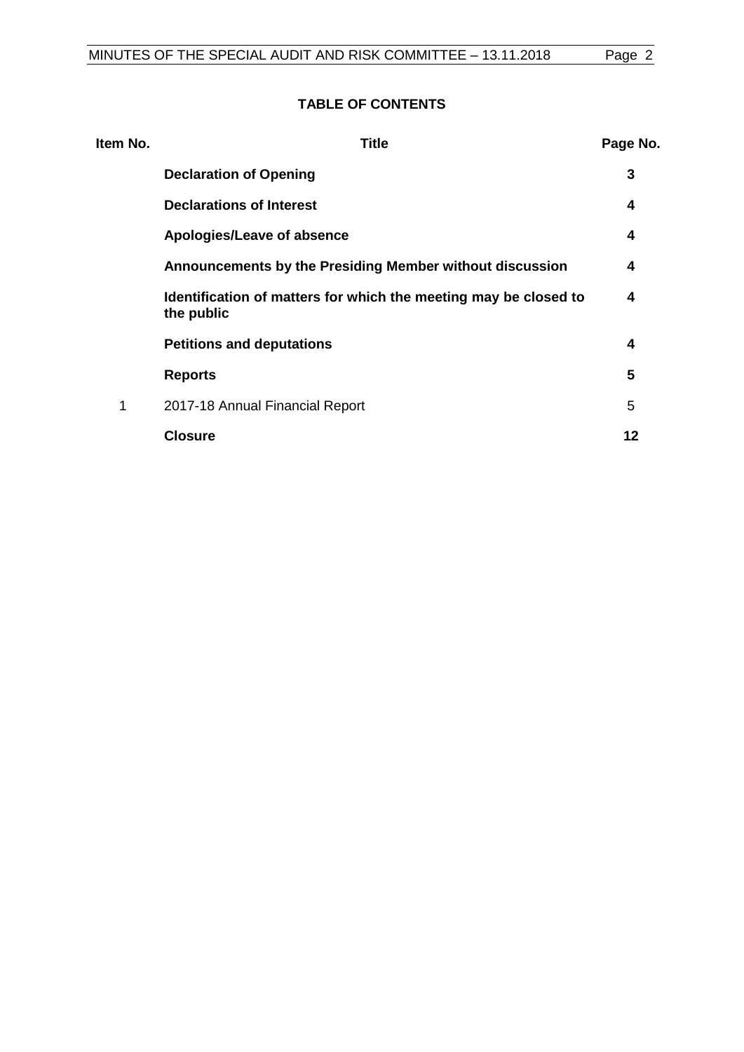## TABLE OF CONTENTS

| Item No. | Title | Page No. |
|---|---|---|
| | **Declaration of Opening** | **3** |
| | **Declarations of Interest** | **4** |
| | **Apologies/Leave of absence** | **4** |
| | **Announcements by the Presiding Member without discussion** | **4** |
| | **Identification of matters for which the meeting may be closed to the public** | **4** |
| | **Petitions and deputations** | **4** |
| | **Reports** | **5** |
| 1 | 2017-18 Annual Financial Report | 5 |
| | **Closure** | **12** |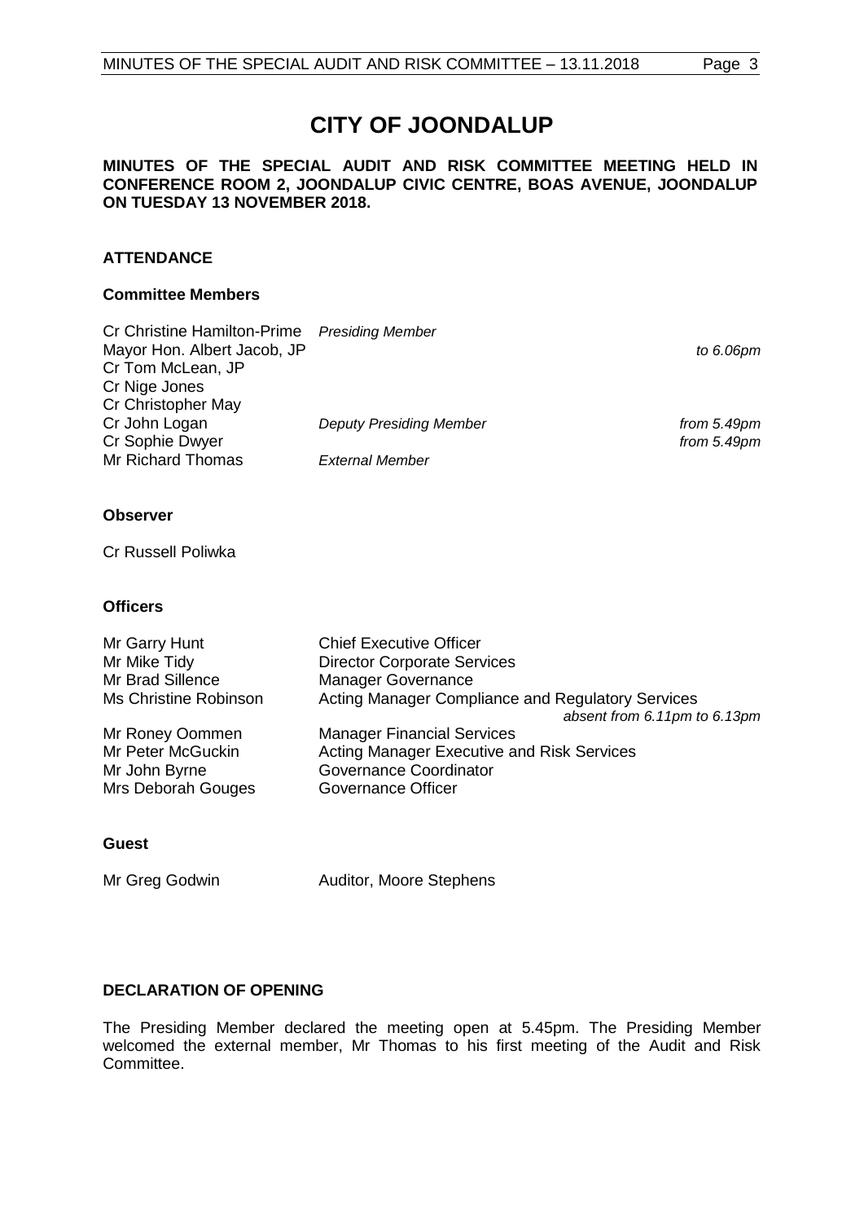# CITY OF JOONDALUP

**MINUTES OF THE SPECIAL AUDIT AND RISK COMMITTEE MEETING HELD IN CONFERENCE ROOM 2, JOONDALUP CIVIC CENTRE, BOAS AVENUE, JOONDALUP ON TUESDAY 13 NOVEMBER 2018.**

## ATTENDANCE

### Committee Members

| | | |
|---|---|---|
| Cr Christine Hamilton-Prime | *Presiding Member* | |
| Mayor Hon. Albert Jacob, JP | | *to 6.06pm* |
| Cr Tom McLean, JP | | |
| Cr Nige Jones | | |
| Cr Christopher May | | |
| Cr John Logan | *Deputy Presiding Member* | *from 5.49pm* |
| Cr Sophie Dwyer | | *from 5.49pm* |
| Mr Richard Thomas | *External Member* | |

### Observer

Cr Russell Poliwka

### Officers

| | |
|---|---|
| Mr Garry Hunt | Chief Executive Officer |
| Mr Mike Tidy | Director Corporate Services |
| Mr Brad Sillence | Manager Governance |
| Ms Christine Robinson | Acting Manager Compliance and Regulatory Services *absent from 6.11pm to 6.13pm* |
| Mr Roney Oommen | Manager Financial Services |
| Mr Peter McGuckin | Acting Manager Executive and Risk Services |
| Mr John Byrne | Governance Coordinator |
| Mrs Deborah Gouges | Governance Officer |

### Guest

| | |
|---|---|
| Mr Greg Godwin | Auditor, Moore Stephens |

## DECLARATION OF OPENING

The Presiding Member declared the meeting open at 5.45pm. The Presiding Member welcomed the external member, Mr Thomas to his first meeting of the Audit and Risk Committee.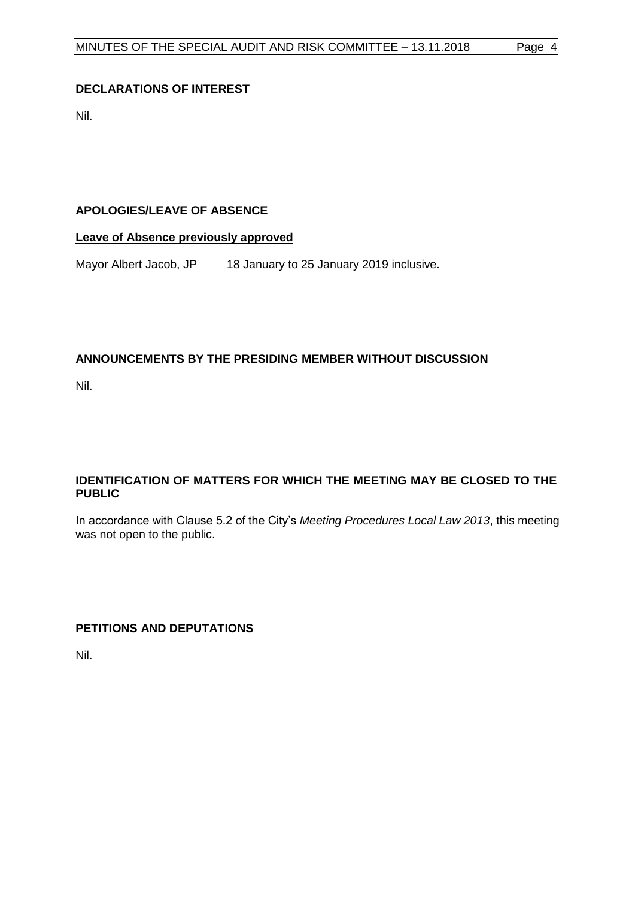## DECLARATIONS OF INTEREST

Nil.

## APOLOGIES/LEAVE OF ABSENCE

**Leave of Absence previously approved**

Mayor Albert Jacob, JP 18 January to 25 January 2019 inclusive.

## ANNOUNCEMENTS BY THE PRESIDING MEMBER WITHOUT DISCUSSION

Nil.

## IDENTIFICATION OF MATTERS FOR WHICH THE MEETING MAY BE CLOSED TO THE PUBLIC

In accordance with Clause 5.2 of the City's *Meeting Procedures Local Law 2013*, this meeting was not open to the public.

## PETITIONS AND DEPUTATIONS

Nil.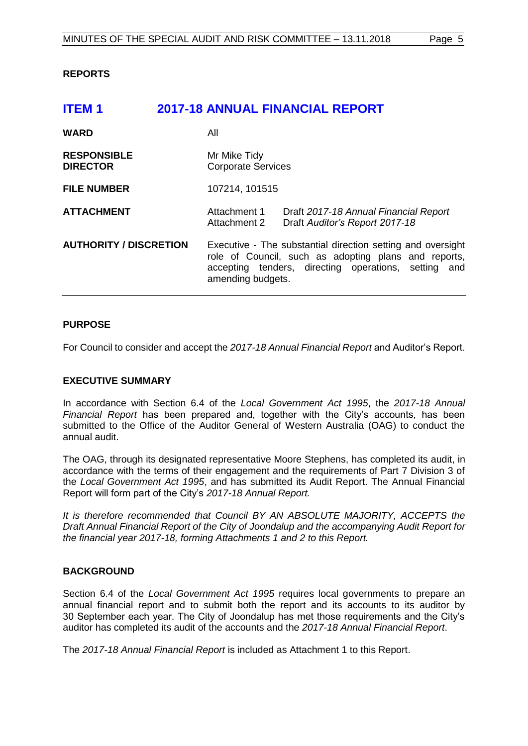**REPORTS**

# ITEM 1 2017-18 ANNUAL FINANCIAL REPORT

| | | |
|---|---|---|
| **WARD** | All | |
| **RESPONSIBLE DIRECTOR** | Mr Mike Tidy<br>Corporate Services | |
| **FILE NUMBER** | 107214, 101515 | |
| **ATTACHMENT** | Attachment 1<br>Attachment 2 | Draft *2017-18 Annual Financial Report*<br>Draft *Auditor's Report 2017-18* |
| **AUTHORITY / DISCRETION** | Executive - The substantial direction setting and oversight role of Council, such as adopting plans and reports, accepting tenders, directing operations, setting and amending budgets. | |

**PURPOSE**

For Council to consider and accept the *2017-18 Annual Financial Report* and Auditor's Report.

**EXECUTIVE SUMMARY**

In accordance with Section 6.4 of the *Local Government Act 1995*, the *2017-18 Annual Financial Report* has been prepared and, together with the City's accounts, has been submitted to the Office of the Auditor General of Western Australia (OAG) to conduct the annual audit.

The OAG, through its designated representative Moore Stephens, has completed its audit, in accordance with the terms of their engagement and the requirements of Part 7 Division 3 of the *Local Government Act 1995*, and has submitted its Audit Report. The Annual Financial Report will form part of the City's *2017-18 Annual Report.*

*It is therefore recommended that Council BY AN ABSOLUTE MAJORITY, ACCEPTS the Draft Annual Financial Report of the City of Joondalup and the accompanying Audit Report for the financial year 2017-18, forming Attachments 1 and 2 to this Report.*

**BACKGROUND**

Section 6.4 of the *Local Government Act 1995* requires local governments to prepare an annual financial report and to submit both the report and its accounts to its auditor by 30 September each year. The City of Joondalup has met those requirements and the City's auditor has completed its audit of the accounts and the *2017-18 Annual Financial Report*.

The *2017-18 Annual Financial Report* is included as Attachment 1 to this Report.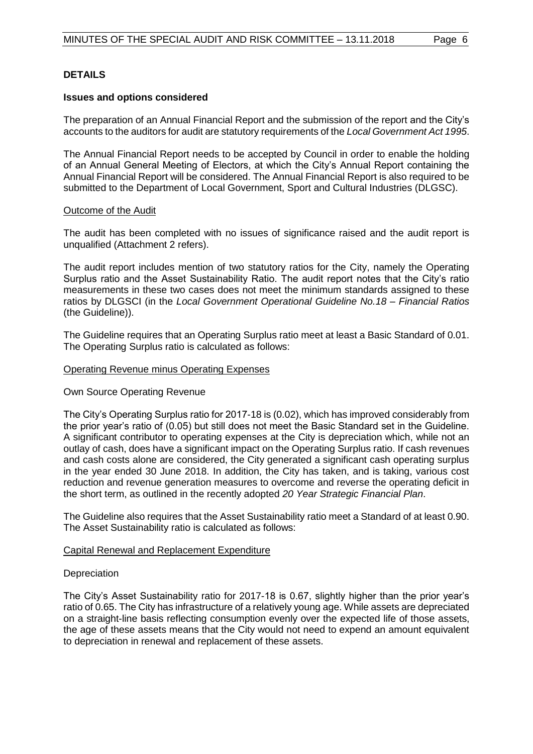## DETAILS

### Issues and options considered

The preparation of an Annual Financial Report and the submission of the report and the City's accounts to the auditors for audit are statutory requirements of the *Local Government Act 1995*.

The Annual Financial Report needs to be accepted by Council in order to enable the holding of an Annual General Meeting of Electors, at which the City's Annual Report containing the Annual Financial Report will be considered. The Annual Financial Report is also required to be submitted to the Department of Local Government, Sport and Cultural Industries (DLGSC).

<u>Outcome of the Audit</u>

The audit has been completed with no issues of significance raised and the audit report is unqualified (Attachment 2 refers).

The audit report includes mention of two statutory ratios for the City, namely the Operating Surplus ratio and the Asset Sustainability Ratio. The audit report notes that the City's ratio measurements in these two cases does not meet the minimum standards assigned to these ratios by DLGSCI (in the *Local Government Operational Guideline No.18 – Financial Ratios* (the Guideline)).

The Guideline requires that an Operating Surplus ratio meet at least a Basic Standard of 0.01. The Operating Surplus ratio is calculated as follows:

<u>Operating Revenue minus Operating Expenses</u>

Own Source Operating Revenue

The City's Operating Surplus ratio for 2017-18 is (0.02), which has improved considerably from the prior year's ratio of (0.05) but still does not meet the Basic Standard set in the Guideline. A significant contributor to operating expenses at the City is depreciation which, while not an outlay of cash, does have a significant impact on the Operating Surplus ratio. If cash revenues and cash costs alone are considered, the City generated a significant cash operating surplus in the year ended 30 June 2018. In addition, the City has taken, and is taking, various cost reduction and revenue generation measures to overcome and reverse the operating deficit in the short term, as outlined in the recently adopted *20 Year Strategic Financial Plan*.

The Guideline also requires that the Asset Sustainability ratio meet a Standard of at least 0.90. The Asset Sustainability ratio is calculated as follows:

<u>Capital Renewal and Replacement Expenditure</u>

Depreciation

The City's Asset Sustainability ratio for 2017-18 is 0.67, slightly higher than the prior year's ratio of 0.65. The City has infrastructure of a relatively young age. While assets are depreciated on a straight-line basis reflecting consumption evenly over the expected life of those assets, the age of these assets means that the City would not need to expend an amount equivalent to depreciation in renewal and replacement of these assets.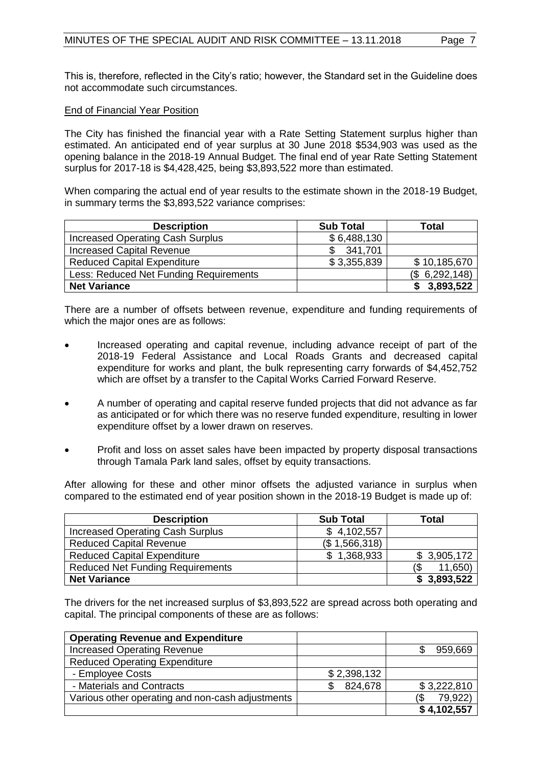This is, therefore, reflected in the City's ratio; however, the Standard set in the Guideline does not accommodate such circumstances.

End of Financial Year Position

The City has finished the financial year with a Rate Setting Statement surplus higher than estimated. An anticipated end of year surplus at 30 June 2018 $534,903 was used as the opening balance in the 2018-19 Annual Budget. The final end of year Rate Setting Statement surplus for 2017-18 is $4,428,425, being $3,893,522 more than estimated.

When comparing the actual end of year results to the estimate shown in the 2018-19 Budget, in summary terms the $3,893,522 variance comprises:

| Description | Sub Total | Total |
|---|---|---|
| Increased Operating Cash Surplus | $ 6,488,130 | |
| Increased Capital Revenue | $ 341,701 | |
| Reduced Capital Expenditure | $ 3,355,839 | $ 10,185,670 |
| Less: Reduced Net Funding Requirements | | ($ 6,292,148) |
| **Net Variance** | | **$ 3,893,522** |

There are a number of offsets between revenue, expenditure and funding requirements of which the major ones are as follows:

- Increased operating and capital revenue, including advance receipt of part of the 2018-19 Federal Assistance and Local Roads Grants and decreased capital expenditure for works and plant, the bulk representing carry forwards of $4,452,752 which are offset by a transfer to the Capital Works Carried Forward Reserve.
- A number of operating and capital reserve funded projects that did not advance as far as anticipated or for which there was no reserve funded expenditure, resulting in lower expenditure offset by a lower drawn on reserves.
- Profit and loss on asset sales have been impacted by property disposal transactions through Tamala Park land sales, offset by equity transactions.

After allowing for these and other minor offsets the adjusted variance in surplus when compared to the estimated end of year position shown in the 2018-19 Budget is made up of:

| Description | Sub Total | Total |
|---|---|---|
| Increased Operating Cash Surplus | $ 4,102,557 | |
| Reduced Capital Revenue | ($ 1,566,318) | |
| Reduced Capital Expenditure | $ 1,368,933 | $ 3,905,172 |
| Reduced Net Funding Requirements | | ($ 11,650) |
| **Net Variance** | | **$ 3,893,522** |

The drivers for the net increased surplus of $3,893,522 are spread across both operating and capital. The principal components of these are as follows:

| **Operating Revenue and Expenditure** | | |
|---|---|---|
| Increased Operating Revenue | | $ 959,669 |
| Reduced Operating Expenditure | | |
| - Employee Costs | $ 2,398,132 | |
| - Materials and Contracts | $ 824,678 | $ 3,222,810 |
| Various other operating and non-cash adjustments | | ($ 79,922) |
| | | **$ 4,102,557** |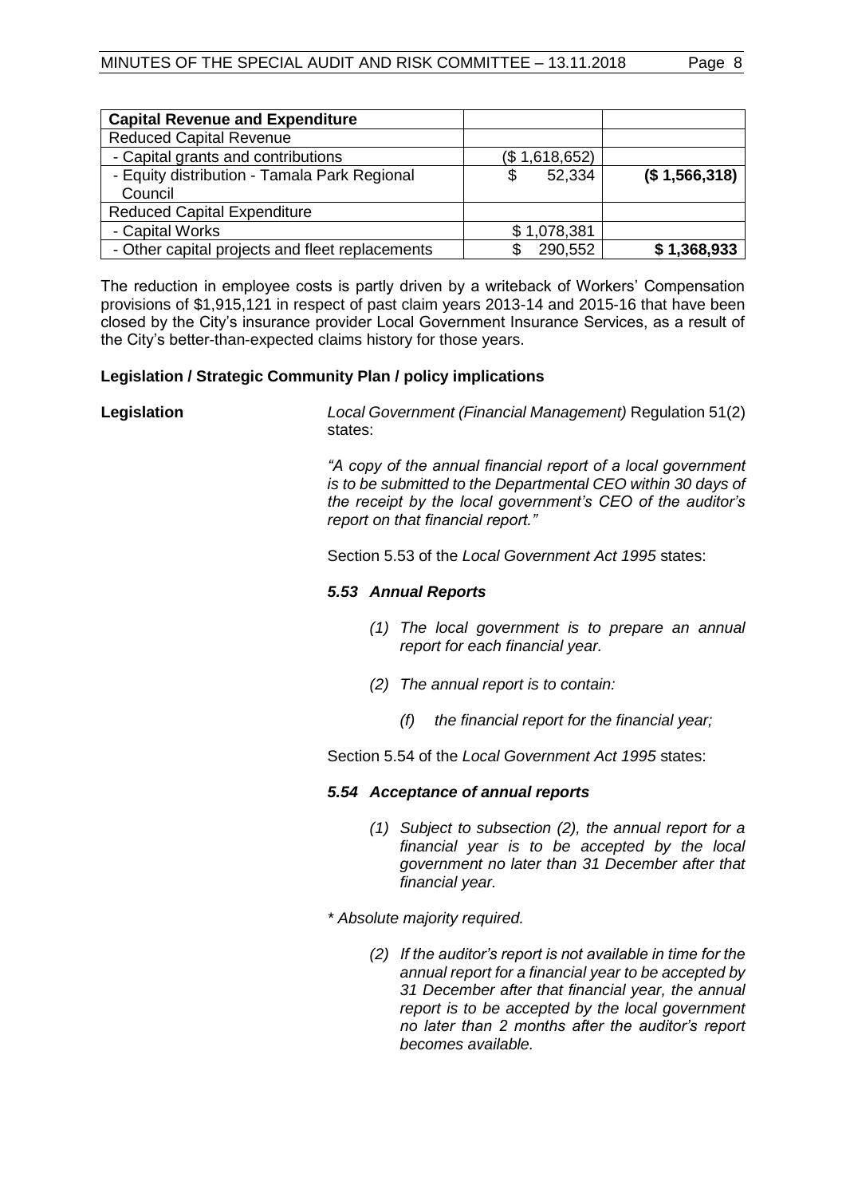| Capital Revenue and Expenditure | | |
|---|---|---|
| Reduced Capital Revenue | | |
| - Capital grants and contributions | ($ 1,618,652) | |
| - Equity distribution - Tamala Park Regional Council | $ 52,334 | **($ 1,566,318)** |
| Reduced Capital Expenditure | | |
| - Capital Works | $ 1,078,381 | |
| - Other capital projects and fleet replacements | $ 290,552 | **$ 1,368,933** |

The reduction in employee costs is partly driven by a writeback of Workers' Compensation provisions of $1,915,121 in respect of past claim years 2013-14 and 2015-16 that have been closed by the City's insurance provider Local Government Insurance Services, as a result of the City's better-than-expected claims history for those years.

**Legislation / Strategic Community Plan / policy implications**

**Legislation**

*Local Government (Financial Management)* Regulation 51(2) states:

*"A copy of the annual financial report of a local government is to be submitted to the Departmental CEO within 30 days of the receipt by the local government's CEO of the auditor's report on that financial report."*

Section 5.53 of the *Local Government Act 1995* states:

***5.53 Annual Reports***

*(1) The local government is to prepare an annual report for each financial year.*

*(2) The annual report is to contain:*

*(f) the financial report for the financial year;*

Section 5.54 of the *Local Government Act 1995* states:

***5.54 Acceptance of annual reports***

*(1) Subject to subsection (2), the annual report for a financial year is to be accepted by the local government no later than 31 December after that financial year.*

*\* Absolute majority required.*

*(2) If the auditor's report is not available in time for the annual report for a financial year to be accepted by 31 December after that financial year, the annual report is to be accepted by the local government no later than 2 months after the auditor's report becomes available.*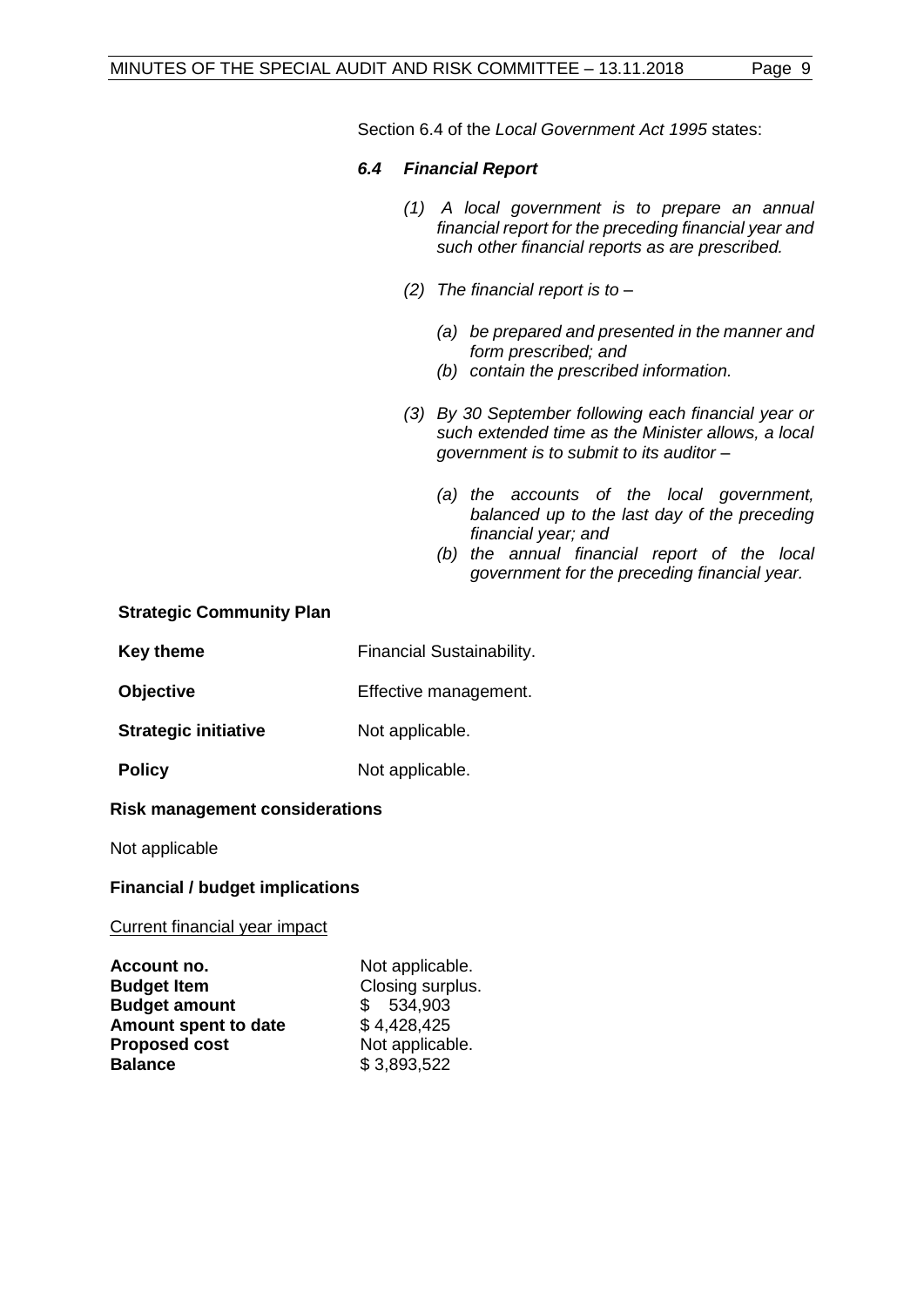Section 6.4 of the *Local Government Act 1995* states:

***6.4 Financial Report***

*(1) A local government is to prepare an annual financial report for the preceding financial year and such other financial reports as are prescribed.*

*(2) The financial report is to –*

*(a) be prepared and presented in the manner and form prescribed; and*
*(b) contain the prescribed information.*

*(3) By 30 September following each financial year or such extended time as the Minister allows, a local government is to submit to its auditor –*

*(a) the accounts of the local government, balanced up to the last day of the preceding financial year; and*
*(b) the annual financial report of the local government for the preceding financial year.*

**Strategic Community Plan**

| | |
|---|---|
| **Key theme** | Financial Sustainability. |
| **Objective** | Effective management. |
| **Strategic initiative** | Not applicable. |
| **Policy** | Not applicable. |

**Risk management considerations**

Not applicable

**Financial / budget implications**

Current financial year impact

| | |
|---|---|
| **Account no.** | Not applicable. |
| **Budget Item** | Closing surplus. |
| **Budget amount** | $ 534,903 |
| **Amount spent to date** | $ 4,428,425 |
| **Proposed cost** | Not applicable. |
| **Balance** | $ 3,893,522 |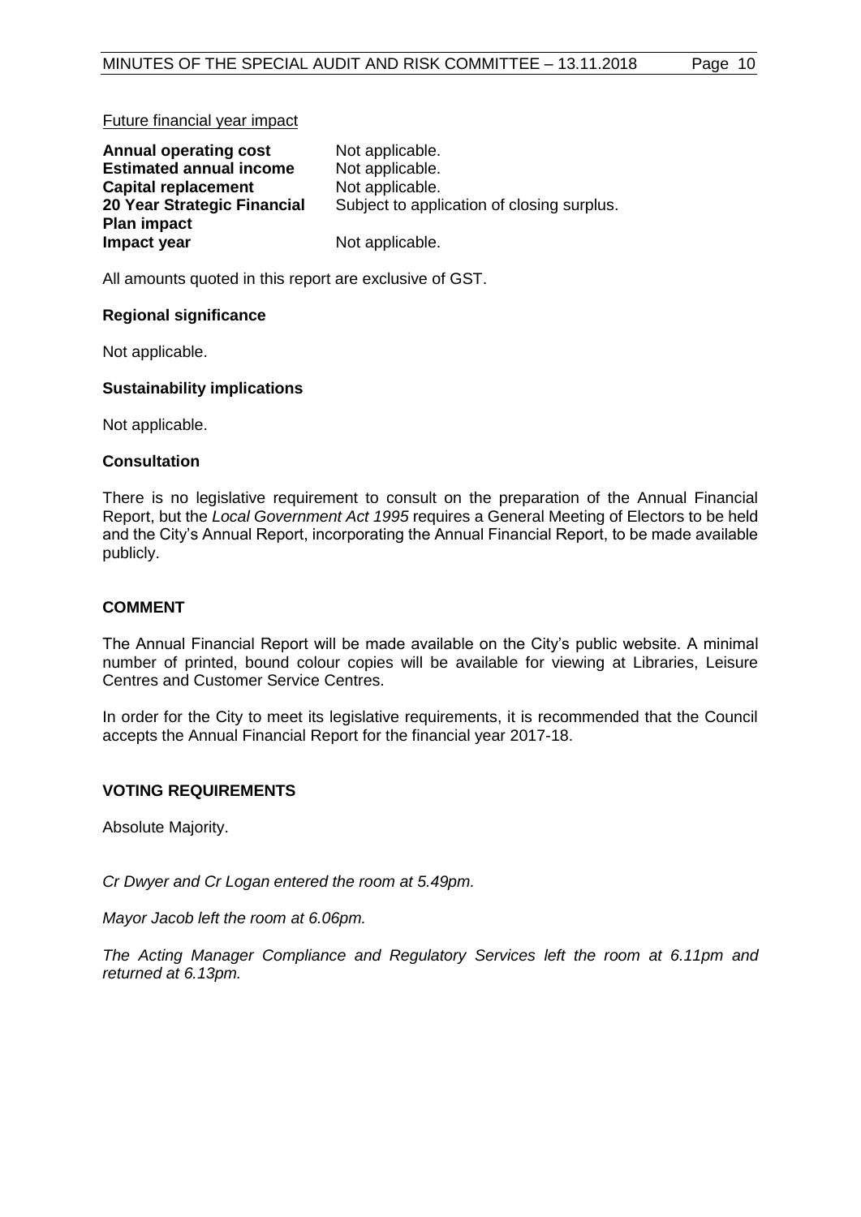Future financial year impact

| | |
|---|---|
| **Annual operating cost** | Not applicable. |
| **Estimated annual income** | Not applicable. |
| **Capital replacement** | Not applicable. |
| **20 Year Strategic Financial Plan impact** | Subject to application of closing surplus. |
| **Impact year** | Not applicable. |

All amounts quoted in this report are exclusive of GST.

### Regional significance

Not applicable.

### Sustainability implications

Not applicable.

### Consultation

There is no legislative requirement to consult on the preparation of the Annual Financial Report, but the *Local Government Act 1995* requires a General Meeting of Electors to be held and the City's Annual Report, incorporating the Annual Financial Report, to be made available publicly.

## COMMENT

The Annual Financial Report will be made available on the City's public website. A minimal number of printed, bound colour copies will be available for viewing at Libraries, Leisure Centres and Customer Service Centres.

In order for the City to meet its legislative requirements, it is recommended that the Council accepts the Annual Financial Report for the financial year 2017-18.

## VOTING REQUIREMENTS

Absolute Majority.

*Cr Dwyer and Cr Logan entered the room at 5.49pm.*

*Mayor Jacob left the room at 6.06pm.*

*The Acting Manager Compliance and Regulatory Services left the room at 6.11pm and returned at 6.13pm.*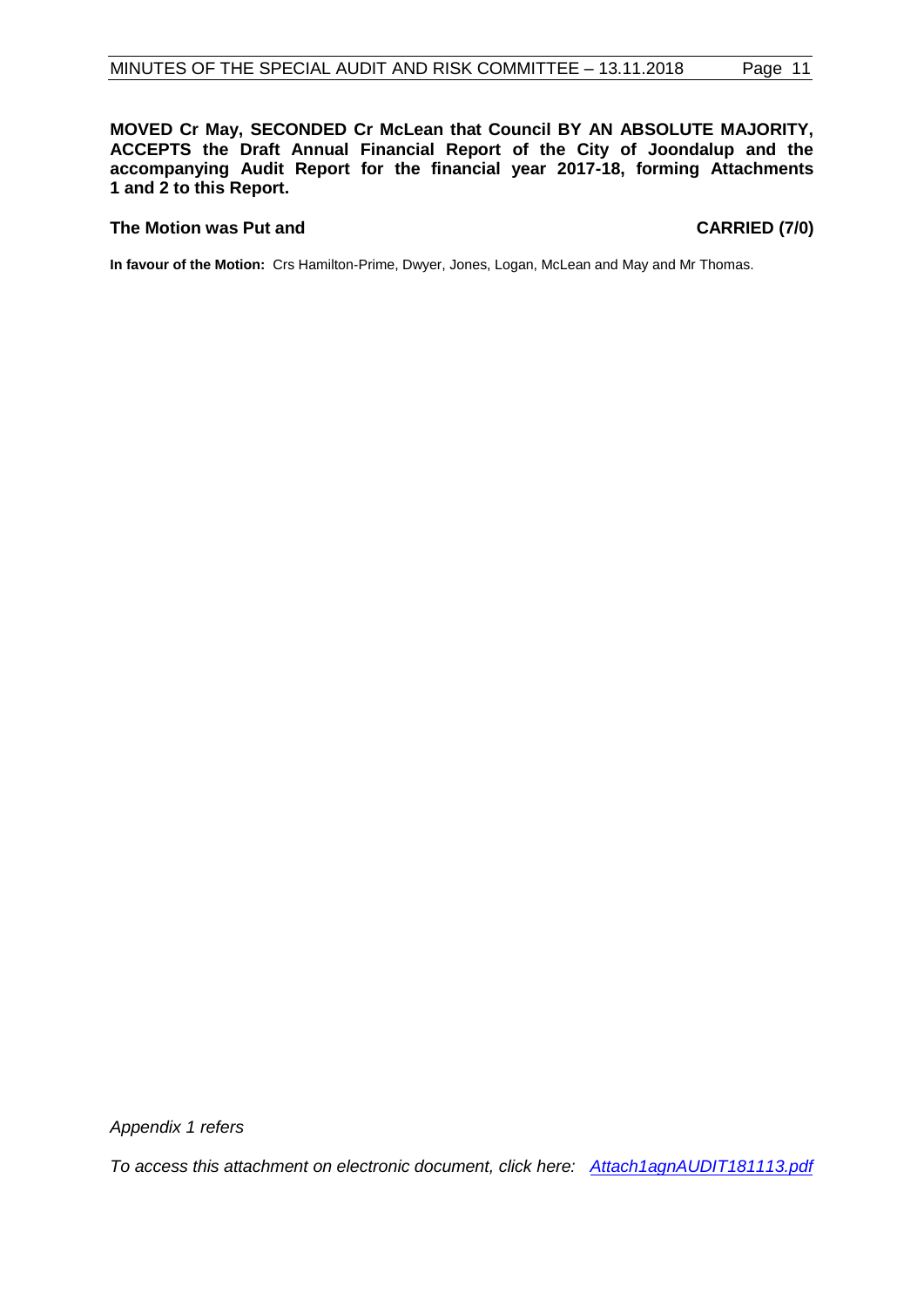**MOVED Cr May, SECONDED Cr McLean that Council BY AN ABSOLUTE MAJORITY, ACCEPTS the Draft Annual Financial Report of the City of Joondalup and the accompanying Audit Report for the financial year 2017-18, forming Attachments 1 and 2 to this Report.**

**The Motion was Put and** **CARRIED (7/0)**

**In favour of the Motion:** Crs Hamilton-Prime, Dwyer, Jones, Logan, McLean and May and Mr Thomas.

*Appendix 1 refers*

*To access this attachment on electronic document, click here: Attach1agnAUDIT181113.pdf*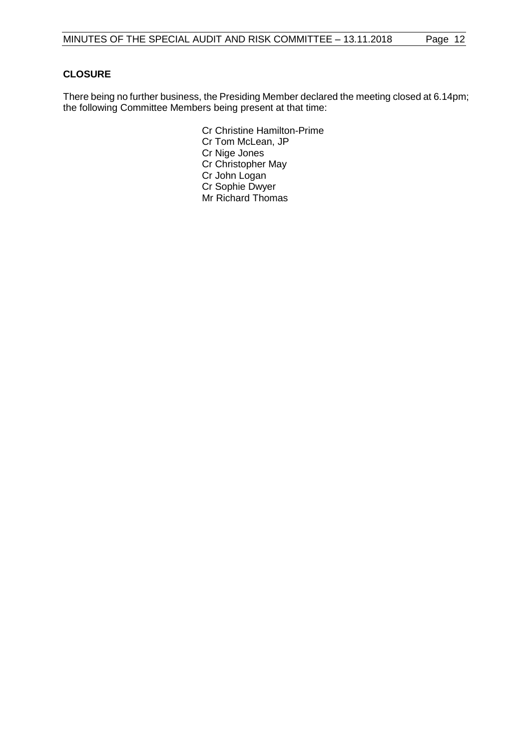## CLOSURE

There being no further business, the Presiding Member declared the meeting closed at 6.14pm; the following Committee Members being present at that time:

Cr Christine Hamilton-Prime
Cr Tom McLean, JP
Cr Nige Jones
Cr Christopher May
Cr John Logan
Cr Sophie Dwyer
Mr Richard Thomas